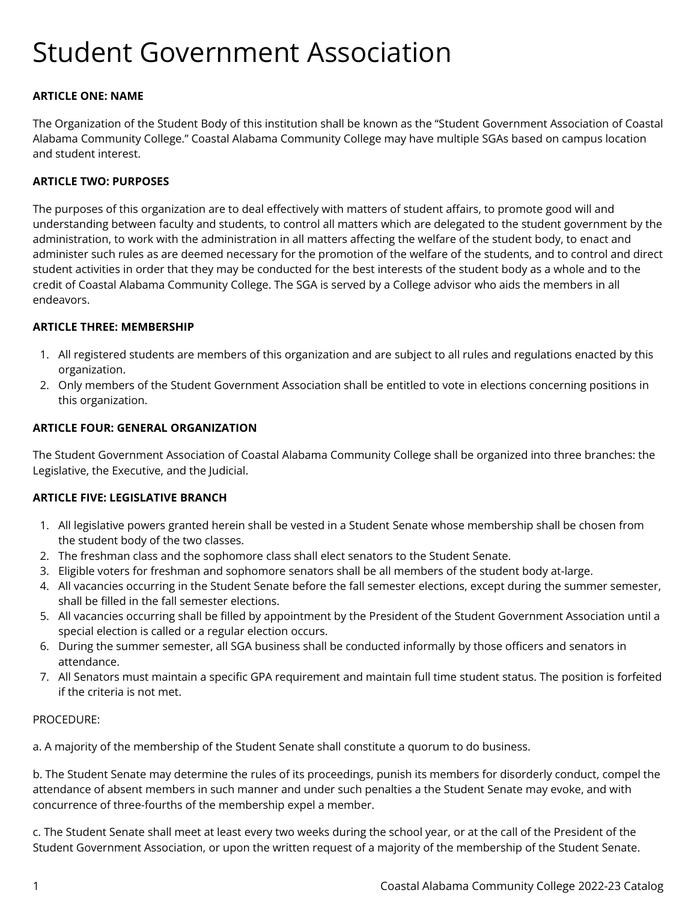# Student Government Association

**ARTICLE ONE: NAME**

The Organization of the Student Body of this institution shall be known as the "Student Government Association of Coastal Alabama Community College." Coastal Alabama Community College may have multiple SGAs based on campus location and student interest.

**ARTICLE TWO: PURPOSES**

The purposes of this organization are to deal effectively with matters of student affairs, to promote good will and understanding between faculty and students, to control all matters which are delegated to the student government by the administration, to work with the administration in all matters affecting the welfare of the student body, to enact and administer such rules as are deemed necessary for the promotion of the welfare of the students, and to control and direct student activities in order that they may be conducted for the best interests of the student body as a whole and to the credit of Coastal Alabama Community College. The SGA is served by a College advisor who aids the members in all endeavors.

**ARTICLE THREE: MEMBERSHIP**

1. All registered students are members of this organization and are subject to all rules and regulations enacted by this organization.
2. Only members of the Student Government Association shall be entitled to vote in elections concerning positions in this organization.

**ARTICLE FOUR: GENERAL ORGANIZATION**

The Student Government Association of Coastal Alabama Community College shall be organized into three branches: the Legislative, the Executive, and the Judicial.

**ARTICLE FIVE: LEGISLATIVE BRANCH**

1. All legislative powers granted herein shall be vested in a Student Senate whose membership shall be chosen from the student body of the two classes.
2. The freshman class and the sophomore class shall elect senators to the Student Senate.
3. Eligible voters for freshman and sophomore senators shall be all members of the student body at-large.
4. All vacancies occurring in the Student Senate before the fall semester elections, except during the summer semester, shall be filled in the fall semester elections.
5. All vacancies occurring shall be filled by appointment by the President of the Student Government Association until a special election is called or a regular election occurs.
6. During the summer semester, all SGA business shall be conducted informally by those officers and senators in attendance.
7. All Senators must maintain a specific GPA requirement and maintain full time student status. The position is forfeited if the criteria is not met.

PROCEDURE:

a. A majority of the membership of the Student Senate shall constitute a quorum to do business.

b. The Student Senate may determine the rules of its proceedings, punish its members for disorderly conduct, compel the attendance of absent members in such manner and under such penalties a the Student Senate may evoke, and with concurrence of three-fourths of the membership expel a member.

c. The Student Senate shall meet at least every two weeks during the school year, or at the call of the President of the Student Government Association, or upon the written request of a majority of the membership of the Student Senate.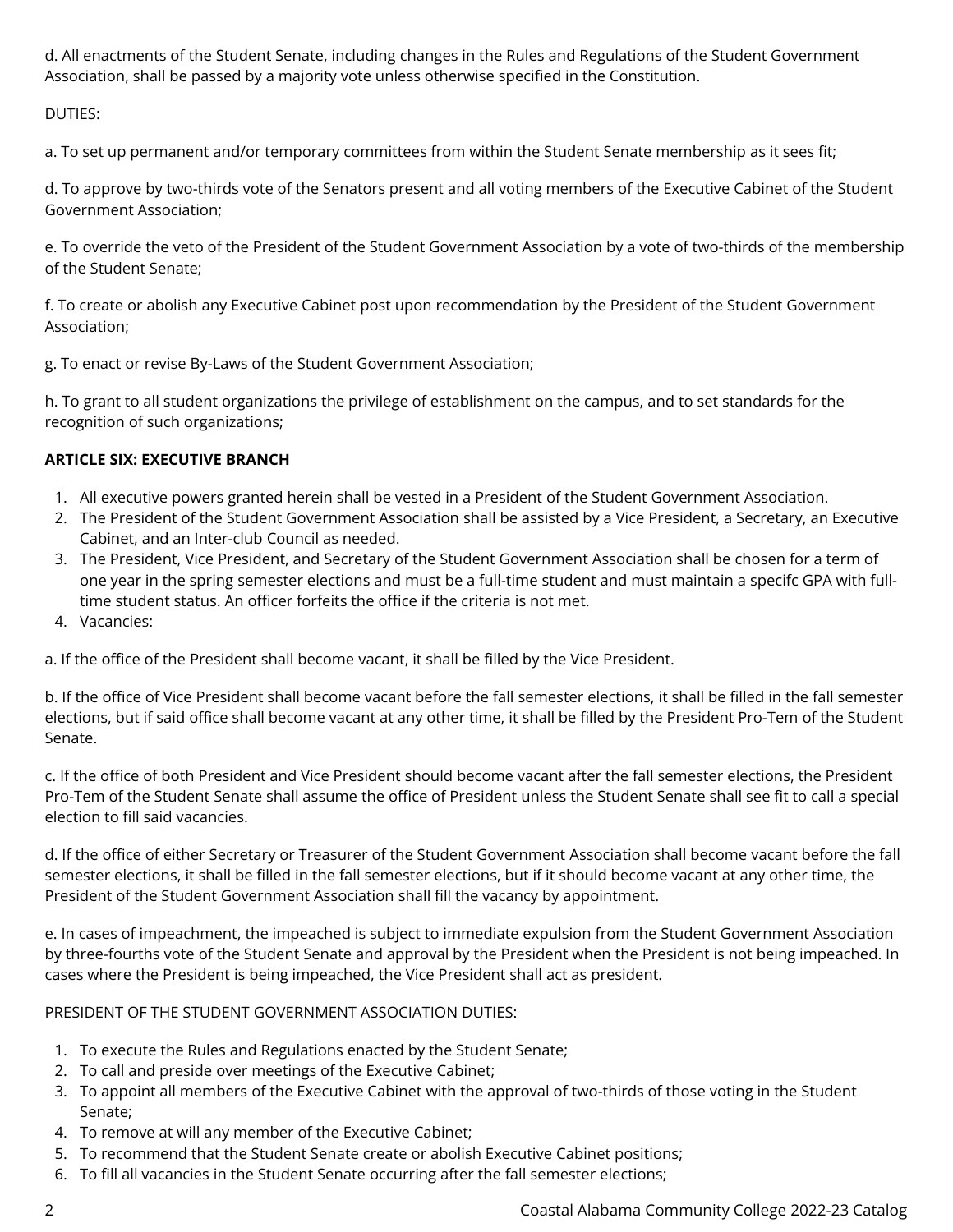d. All enactments of the Student Senate, including changes in the Rules and Regulations of the Student Government Association, shall be passed by a majority vote unless otherwise specified in the Constitution.

DUTIES:

a. To set up permanent and/or temporary committees from within the Student Senate membership as it sees fit;

d. To approve by two-thirds vote of the Senators present and all voting members of the Executive Cabinet of the Student Government Association;

e. To override the veto of the President of the Student Government Association by a vote of two-thirds of the membership of the Student Senate;

f. To create or abolish any Executive Cabinet post upon recommendation by the President of the Student Government Association;

g. To enact or revise By-Laws of the Student Government Association;

h. To grant to all student organizations the privilege of establishment on the campus, and to set standards for the recognition of such organizations;

**ARTICLE SIX: EXECUTIVE BRANCH**

1. All executive powers granted herein shall be vested in a President of the Student Government Association.
2. The President of the Student Government Association shall be assisted by a Vice President, a Secretary, an Executive Cabinet, and an Inter-club Council as needed.
3. The President, Vice President, and Secretary of the Student Government Association shall be chosen for a term of one year in the spring semester elections and must be a full-time student and must maintain a specifc GPA with full-time student status. An officer forfeits the office if the criteria is not met.
4. Vacancies:

a. If the office of the President shall become vacant, it shall be filled by the Vice President.

b. If the office of Vice President shall become vacant before the fall semester elections, it shall be filled in the fall semester elections, but if said office shall become vacant at any other time, it shall be filled by the President Pro-Tem of the Student Senate.

c. If the office of both President and Vice President should become vacant after the fall semester elections, the President Pro-Tem of the Student Senate shall assume the office of President unless the Student Senate shall see fit to call a special election to fill said vacancies.

d. If the office of either Secretary or Treasurer of the Student Government Association shall become vacant before the fall semester elections, it shall be filled in the fall semester elections, but if it should become vacant at any other time, the President of the Student Government Association shall fill the vacancy by appointment.

e. In cases of impeachment, the impeached is subject to immediate expulsion from the Student Government Association by three-fourths vote of the Student Senate and approval by the President when the President is not being impeached. In cases where the President is being impeached, the Vice President shall act as president.

PRESIDENT OF THE STUDENT GOVERNMENT ASSOCIATION DUTIES:

1. To execute the Rules and Regulations enacted by the Student Senate;
2. To call and preside over meetings of the Executive Cabinet;
3. To appoint all members of the Executive Cabinet with the approval of two-thirds of those voting in the Student Senate;
4. To remove at will any member of the Executive Cabinet;
5. To recommend that the Student Senate create or abolish Executive Cabinet positions;
6. To fill all vacancies in the Student Senate occurring after the fall semester elections;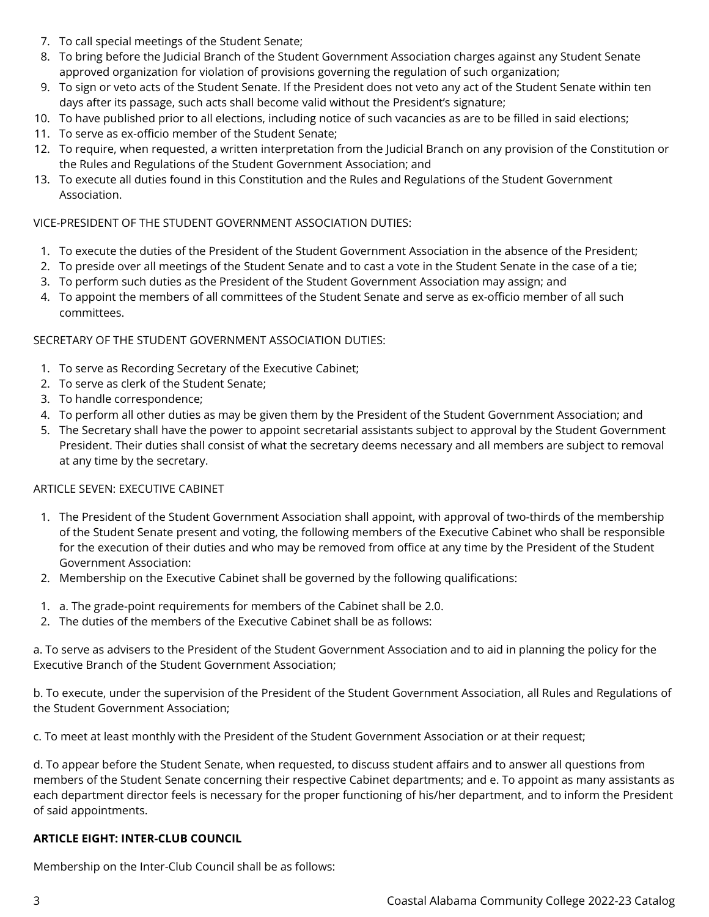7. To call special meetings of the Student Senate;
8. To bring before the Judicial Branch of the Student Government Association charges against any Student Senate approved organization for violation of provisions governing the regulation of such organization;
9. To sign or veto acts of the Student Senate. If the President does not veto any act of the Student Senate within ten days after its passage, such acts shall become valid without the President's signature;
10. To have published prior to all elections, including notice of such vacancies as are to be filled in said elections;
11. To serve as ex-officio member of the Student Senate;
12. To require, when requested, a written interpretation from the Judicial Branch on any provision of the Constitution or the Rules and Regulations of the Student Government Association; and
13. To execute all duties found in this Constitution and the Rules and Regulations of the Student Government Association.

VICE-PRESIDENT OF THE STUDENT GOVERNMENT ASSOCIATION DUTIES:

1. To execute the duties of the President of the Student Government Association in the absence of the President;
2. To preside over all meetings of the Student Senate and to cast a vote in the Student Senate in the case of a tie;
3. To perform such duties as the President of the Student Government Association may assign; and
4. To appoint the members of all committees of the Student Senate and serve as ex-officio member of all such committees.

SECRETARY OF THE STUDENT GOVERNMENT ASSOCIATION DUTIES:

1. To serve as Recording Secretary of the Executive Cabinet;
2. To serve as clerk of the Student Senate;
3. To handle correspondence;
4. To perform all other duties as may be given them by the President of the Student Government Association; and
5. The Secretary shall have the power to appoint secretarial assistants subject to approval by the Student Government President. Their duties shall consist of what the secretary deems necessary and all members are subject to removal at any time by the secretary.

ARTICLE SEVEN: EXECUTIVE CABINET

1. The President of the Student Government Association shall appoint, with approval of two-thirds of the membership of the Student Senate present and voting, the following members of the Executive Cabinet who shall be responsible for the execution of their duties and who may be removed from office at any time by the President of the Student Government Association:
2. Membership on the Executive Cabinet shall be governed by the following qualifications:

1. a. The grade-point requirements for members of the Cabinet shall be 2.0.
2. The duties of the members of the Executive Cabinet shall be as follows:

a. To serve as advisers to the President of the Student Government Association and to aid in planning the policy for the Executive Branch of the Student Government Association;

b. To execute, under the supervision of the President of the Student Government Association, all Rules and Regulations of the Student Government Association;

c. To meet at least monthly with the President of the Student Government Association or at their request;

d. To appear before the Student Senate, when requested, to discuss student affairs and to answer all questions from members of the Student Senate concerning their respective Cabinet departments; and e. To appoint as many assistants as each department director feels is necessary for the proper functioning of his/her department, and to inform the President of said appointments.

**ARTICLE EIGHT: INTER-CLUB COUNCIL**

Membership on the Inter-Club Council shall be as follows: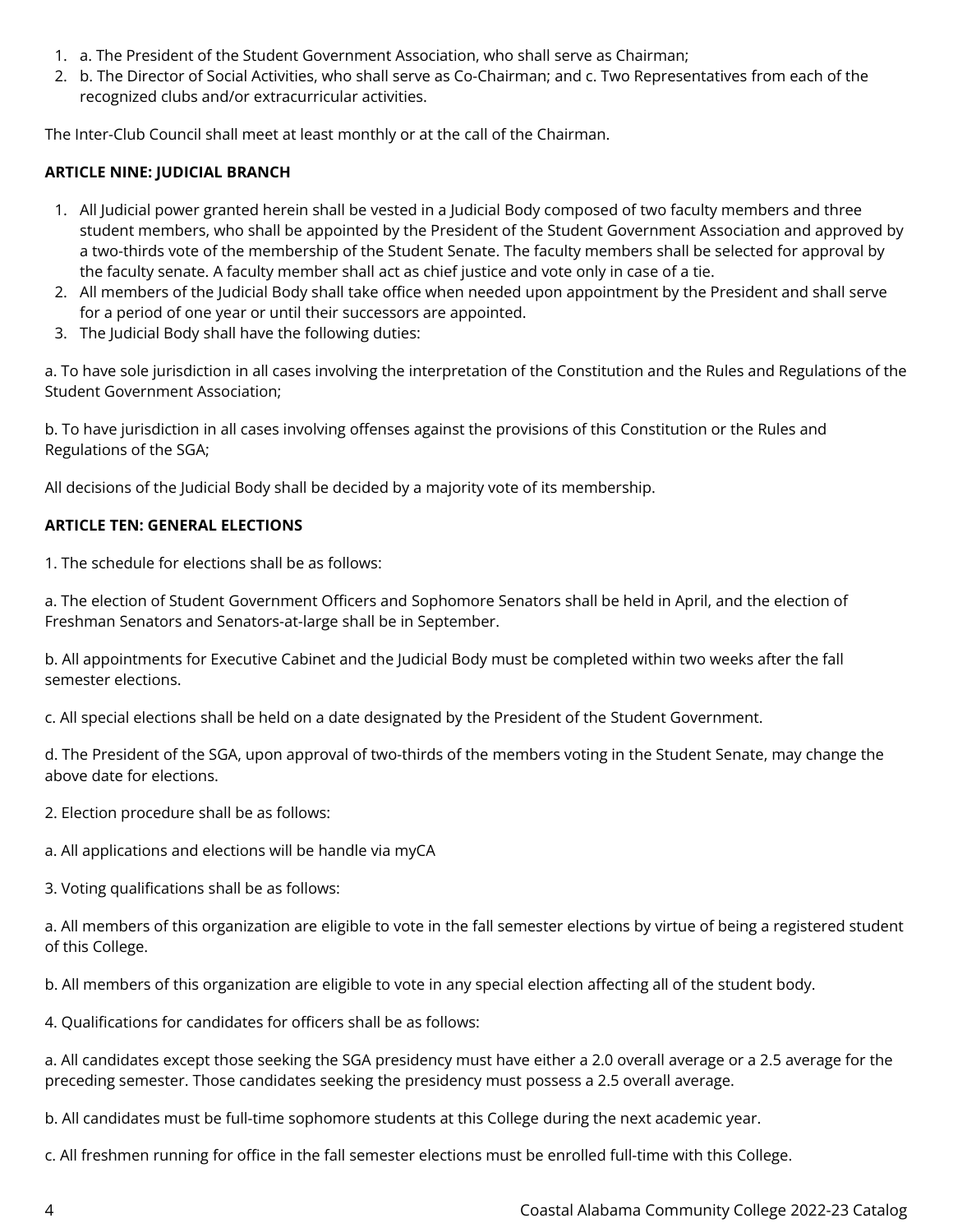1. a. The President of the Student Government Association, who shall serve as Chairman;
2. b. The Director of Social Activities, who shall serve as Co-Chairman; and c. Two Representatives from each of the recognized clubs and/or extracurricular activities.

The Inter-Club Council shall meet at least monthly or at the call of the Chairman.

**ARTICLE NINE: JUDICIAL BRANCH**

1. All Judicial power granted herein shall be vested in a Judicial Body composed of two faculty members and three student members, who shall be appointed by the President of the Student Government Association and approved by a two-thirds vote of the membership of the Student Senate. The faculty members shall be selected for approval by the faculty senate. A faculty member shall act as chief justice and vote only in case of a tie.
2. All members of the Judicial Body shall take office when needed upon appointment by the President and shall serve for a period of one year or until their successors are appointed.
3. The Judicial Body shall have the following duties:

a. To have sole jurisdiction in all cases involving the interpretation of the Constitution and the Rules and Regulations of the Student Government Association;

b. To have jurisdiction in all cases involving offenses against the provisions of this Constitution or the Rules and Regulations of the SGA;

All decisions of the Judicial Body shall be decided by a majority vote of its membership.

**ARTICLE TEN: GENERAL ELECTIONS**

1. The schedule for elections shall be as follows:

a. The election of Student Government Officers and Sophomore Senators shall be held in April, and the election of Freshman Senators and Senators-at-large shall be in September.

b. All appointments for Executive Cabinet and the Judicial Body must be completed within two weeks after the fall semester elections.

c. All special elections shall be held on a date designated by the President of the Student Government.

d. The President of the SGA, upon approval of two-thirds of the members voting in the Student Senate, may change the above date for elections.

2. Election procedure shall be as follows:

a. All applications and elections will be handle via myCA

3. Voting qualifications shall be as follows:

a. All members of this organization are eligible to vote in the fall semester elections by virtue of being a registered student of this College.

b. All members of this organization are eligible to vote in any special election affecting all of the student body.

4. Qualifications for candidates for officers shall be as follows:

a. All candidates except those seeking the SGA presidency must have either a 2.0 overall average or a 2.5 average for the preceding semester. Those candidates seeking the presidency must possess a 2.5 overall average.

b. All candidates must be full-time sophomore students at this College during the next academic year.

c. All freshmen running for office in the fall semester elections must be enrolled full-time with this College.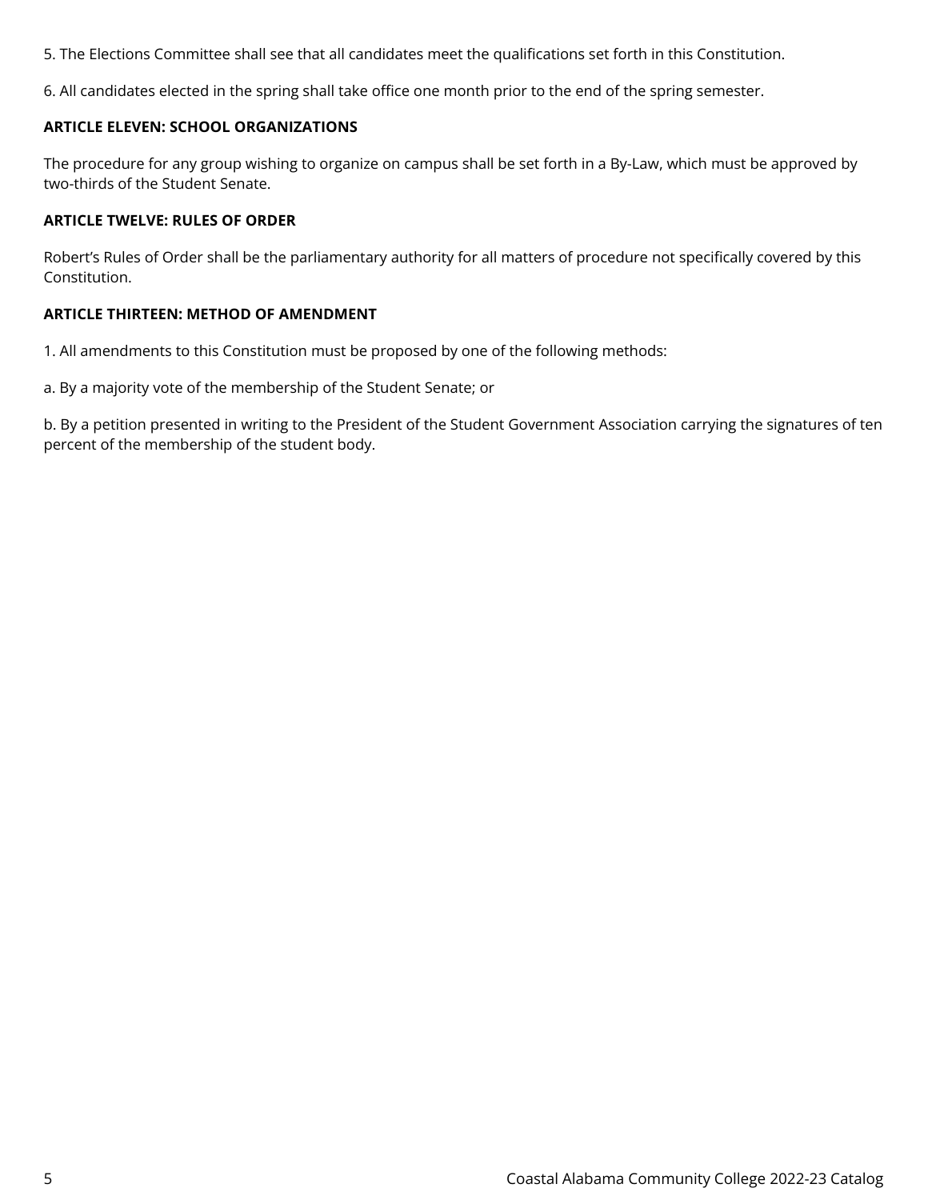5. The Elections Committee shall see that all candidates meet the qualifications set forth in this Constitution.

6. All candidates elected in the spring shall take office one month prior to the end of the spring semester.

**ARTICLE ELEVEN: SCHOOL ORGANIZATIONS**

The procedure for any group wishing to organize on campus shall be set forth in a By-Law, which must be approved by two-thirds of the Student Senate.

**ARTICLE TWELVE: RULES OF ORDER**

Robert's Rules of Order shall be the parliamentary authority for all matters of procedure not specifically covered by this Constitution.

**ARTICLE THIRTEEN: METHOD OF AMENDMENT**

1. All amendments to this Constitution must be proposed by one of the following methods:

a. By a majority vote of the membership of the Student Senate; or

b. By a petition presented in writing to the President of the Student Government Association carrying the signatures of ten percent of the membership of the student body.